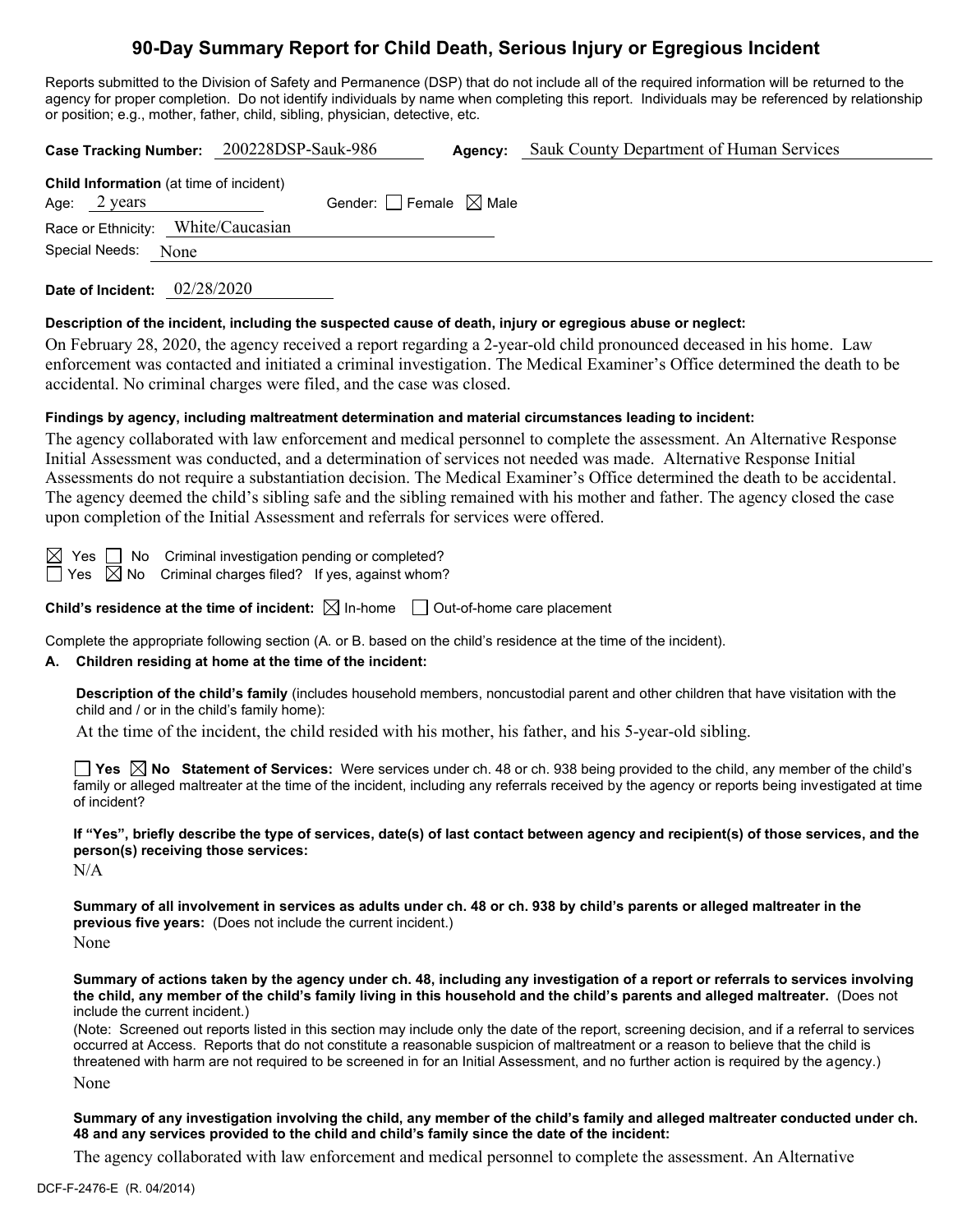# 90-Day Summary Report for Child Death, Serious Injury or Egregious Incident

Reports submitted to the Division of Safety and Permanence (DSP) that do not include all of the required information will be returned to the agency for proper completion. Do not identify individuals by name when completing this report. Individuals may be referenced by relationship or position; e.g., mother, father, child, sibling, physician, detective, etc.

**Case Tracking Number:** 200228DSP-Sauk-986 **Agency:** Sauk County Department of Human Services

**Child Information** (at time of incident)

Age: 2 years Gender: ☐ Female ☒ Male

Race or Ethnicity: White/Caucasian

Special Needs: None

**Date of Incident:** 02/28/2020

**Description of the incident, including the suspected cause of death, injury or egregious abuse or neglect:**

On February 28, 2020, the agency received a report regarding a 2-year-old child pronounced deceased in his home. Law enforcement was contacted and initiated a criminal investigation. The Medical Examiner's Office determined the death to be accidental. No criminal charges were filed, and the case was closed.

**Findings by agency, including maltreatment determination and material circumstances leading to incident:**

The agency collaborated with law enforcement and medical personnel to complete the assessment. An Alternative Response Initial Assessment was conducted, and a determination of services not needed was made. Alternative Response Initial Assessments do not require a substantiation decision. The Medical Examiner's Office determined the death to be accidental. The agency deemed the child's sibling safe and the sibling remained with his mother and father. The agency closed the case upon completion of the Initial Assessment and referrals for services were offered.

☒ Yes ☐ No Criminal investigation pending or completed?

☐ Yes ☒ No Criminal charges filed? If yes, against whom?

**Child's residence at the time of incident:** ☒ In-home ☐ Out-of-home care placement

Complete the appropriate following section (A. or B. based on the child's residence at the time of the incident).

**A. Children residing at home at the time of the incident:**

**Description of the child's family** (includes household members, noncustodial parent and other children that have visitation with the child and / or in the child's family home):

At the time of the incident, the child resided with his mother, his father, and his 5-year-old sibling.

☐ **Yes** ☒ **No Statement of Services:** Were services under ch. 48 or ch. 938 being provided to the child, any member of the child's family or alleged maltreater at the time of the incident, including any referrals received by the agency or reports being investigated at time of incident?

**If "Yes", briefly describe the type of services, date(s) of last contact between agency and recipient(s) of those services, and the person(s) receiving those services:**

N/A

**Summary of all involvement in services as adults under ch. 48 or ch. 938 by child's parents or alleged maltreater in the previous five years:** (Does not include the current incident.)

None

**Summary of actions taken by the agency under ch. 48, including any investigation of a report or referrals to services involving the child, any member of the child's family living in this household and the child's parents and alleged maltreater.** (Does not include the current incident.)

(Note: Screened out reports listed in this section may include only the date of the report, screening decision, and if a referral to services occurred at Access. Reports that do not constitute a reasonable suspicion of maltreatment or a reason to believe that the child is threatened with harm are not required to be screened in for an Initial Assessment, and no further action is required by the agency.)

None

**Summary of any investigation involving the child, any member of the child's family and alleged maltreater conducted under ch. 48 and any services provided to the child and child's family since the date of the incident:**

The agency collaborated with law enforcement and medical personnel to complete the assessment. An Alternative

DCF-F-2476-E (R. 04/2014)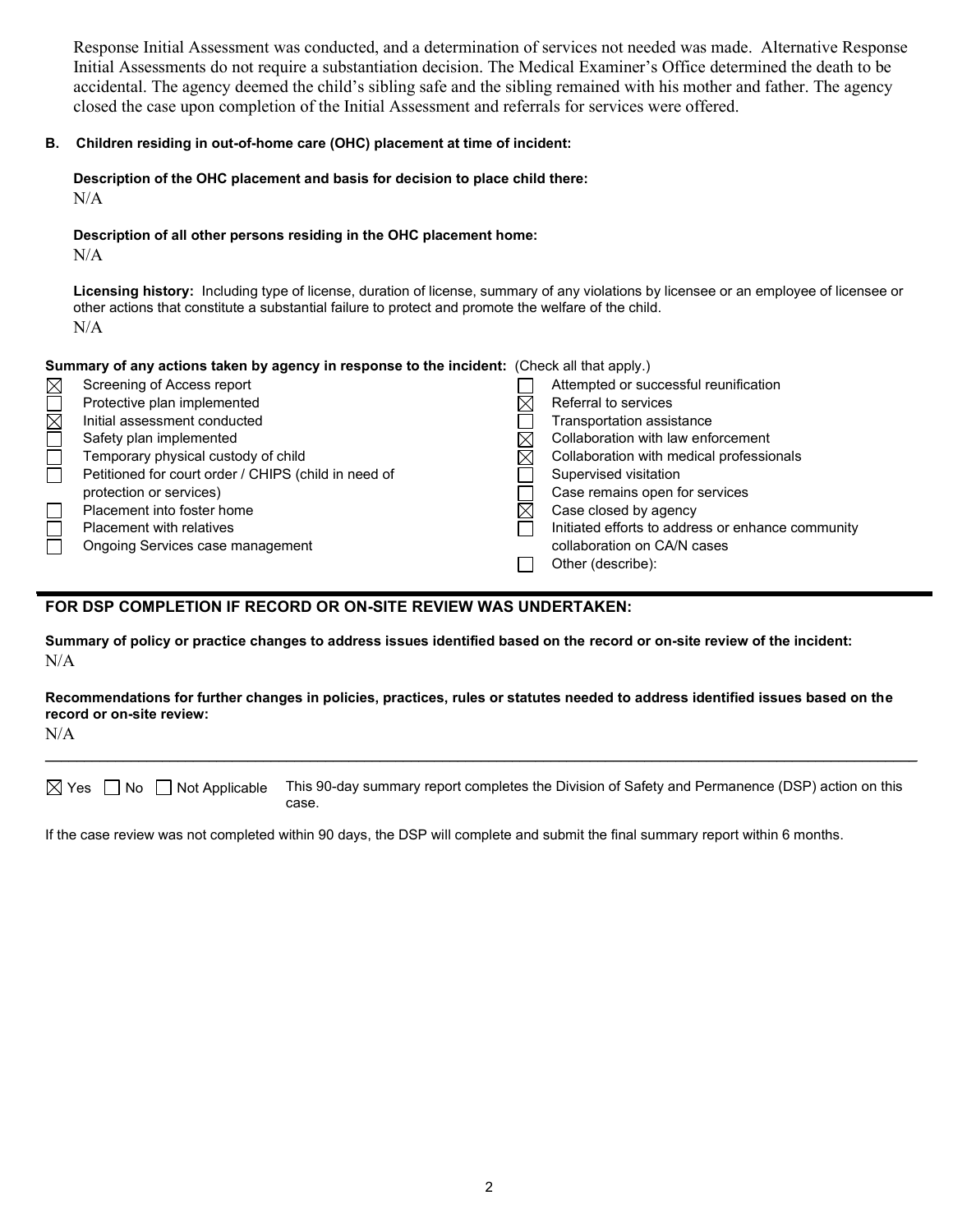Response Initial Assessment was conducted, and a determination of services not needed was made. Alternative Response Initial Assessments do not require a substantiation decision. The Medical Examiner's Office determined the death to be accidental. The agency deemed the child's sibling safe and the sibling remained with his mother and father. The agency closed the case upon completion of the Initial Assessment and referrals for services were offered.

**B. Children residing in out-of-home care (OHC) placement at time of incident:**

**Description of the OHC placement and basis for decision to place child there:**
N/A

**Description of all other persons residing in the OHC placement home:**
N/A

**Licensing history:** Including type of license, duration of license, summary of any violations by licensee or an employee of licensee or other actions that constitute a substantial failure to protect and promote the welfare of the child.
N/A

**Summary of any actions taken by agency in response to the incident:** (Check all that apply.)

- ☒ Screening of Access report
- ☐ Protective plan implemented
- ☒ Initial assessment conducted
- ☐ Safety plan implemented
- ☐ Temporary physical custody of child
- ☐ Petitioned for court order / CHIPS (child in need of protection or services)
- ☐ Placement into foster home
- ☐ Placement with relatives
- ☐ Ongoing Services case management
- ☐ Attempted or successful reunification
- ☒ Referral to services
- ☐ Transportation assistance
- ☒ Collaboration with law enforcement
- ☒ Collaboration with medical professionals
- ☐ Supervised visitation
- ☐ Case remains open for services
- ☒ Case closed by agency
- ☐ Initiated efforts to address or enhance community collaboration on CA/N cases
- ☐ Other (describe):

## FOR DSP COMPLETION IF RECORD OR ON-SITE REVIEW WAS UNDERTAKEN:

**Summary of policy or practice changes to address issues identified based on the record or on-site review of the incident:**
N/A

**Recommendations for further changes in policies, practices, rules or statutes needed to address identified issues based on the record or on-site review:**
N/A

---

☒ Yes ☐ No ☐ Not Applicable This 90-day summary report completes the Division of Safety and Permanence (DSP) action on this case.

If the case review was not completed within 90 days, the DSP will complete and submit the final summary report within 6 months.